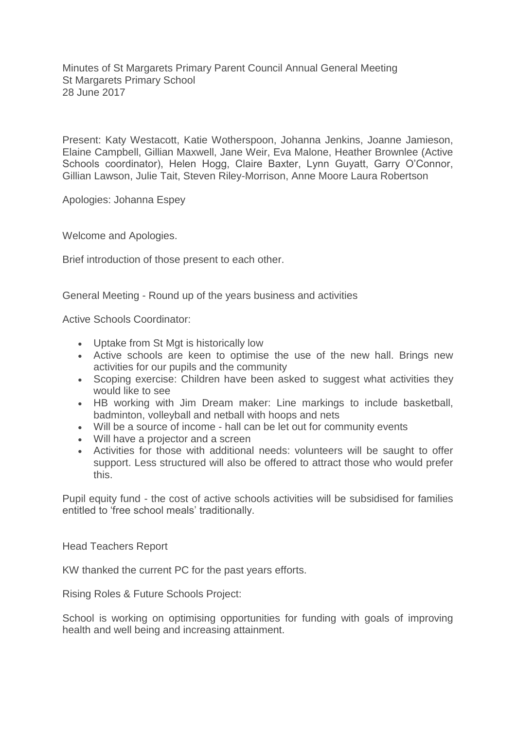Minutes of St Margarets Primary Parent Council Annual General Meeting
St Margarets Primary School
28 June 2017

Present: Katy Westacott, Katie Wotherspoon, Johanna Jenkins, Joanne Jamieson, Elaine Campbell, Gillian Maxwell, Jane Weir, Eva Malone, Heather Brownlee (Active Schools coordinator), Helen Hogg, Claire Baxter, Lynn Guyatt, Garry O'Connor, Gillian Lawson, Julie Tait, Steven Riley-Morrison, Anne Moore Laura Robertson

Apologies: Johanna Espey

Welcome and Apologies.

Brief introduction of those present to each other.

General Meeting - Round up of the years business and activities

Active Schools Coordinator:

- Uptake from St Mgt is historically low
- Active schools are keen to optimise the use of the new hall. Brings new activities for our pupils and the community
- Scoping exercise: Children have been asked to suggest what activities they would like to see
- HB working with Jim Dream maker: Line markings to include basketball, badminton, volleyball and netball with hoops and nets
- Will be a source of income - hall can be let out for community events
- Will have a projector and a screen
- Activities for those with additional needs: volunteers will be saught to offer support. Less structured will also be offered to attract those who would prefer this.

Pupil equity fund - the cost of active schools activities will be subsidised for families entitled to 'free school meals' traditionally.

Head Teachers Report

KW thanked the current PC for the past years efforts.

Rising Roles & Future Schools Project:

School is working on optimising opportunities for funding with goals of improving health and well being and increasing attainment.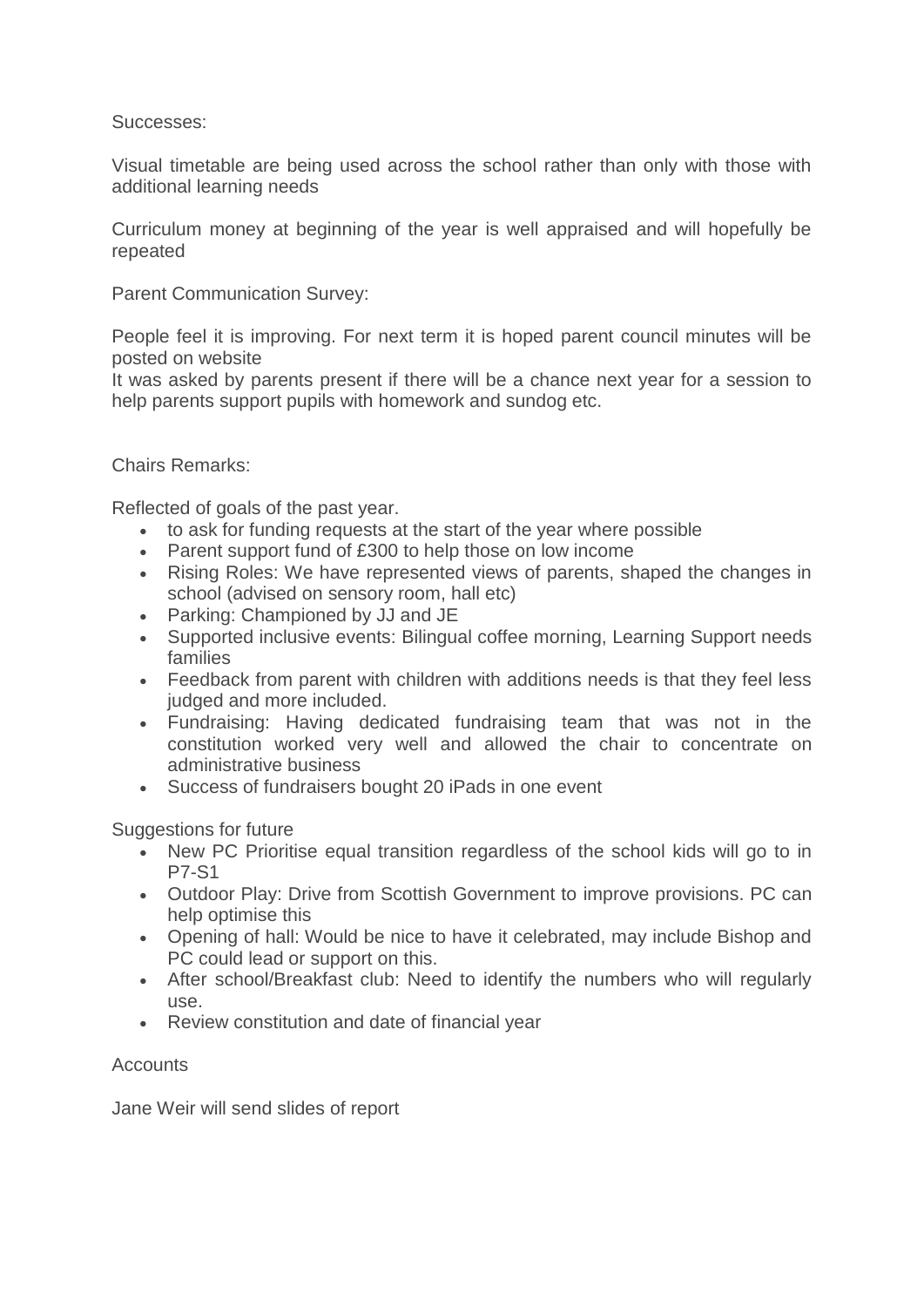Successes:

Visual timetable are being used across the school rather than only with those with additional learning needs

Curriculum money at beginning of the year is well appraised and will hopefully be repeated

Parent Communication Survey:

People feel it is improving. For next term it is hoped parent council minutes will be posted on website
It was asked by parents present if there will be a chance next year for a session to help parents support pupils with homework and sundog etc.

Chairs Remarks:

Reflected of goals of the past year.

- to ask for funding requests at the start of the year where possible
- Parent support fund of £300 to help those on low income
- Rising Roles: We have represented views of parents, shaped the changes in school (advised on sensory room, hall etc)
- Parking: Championed by JJ and JE
- Supported inclusive events: Bilingual coffee morning, Learning Support needs families
- Feedback from parent with children with additions needs is that they feel less judged and more included.
- Fundraising: Having dedicated fundraising team that was not in the constitution worked very well and allowed the chair to concentrate on administrative business
- Success of fundraisers bought 20 iPads in one event

Suggestions for future

- New PC Prioritise equal transition regardless of the school kids will go to in P7-S1
- Outdoor Play: Drive from Scottish Government to improve provisions. PC can help optimise this
- Opening of hall: Would be nice to have it celebrated, may include Bishop and PC could lead or support on this.
- After school/Breakfast club: Need to identify the numbers who will regularly use.
- Review constitution and date of financial year

Accounts

Jane Weir will send slides of report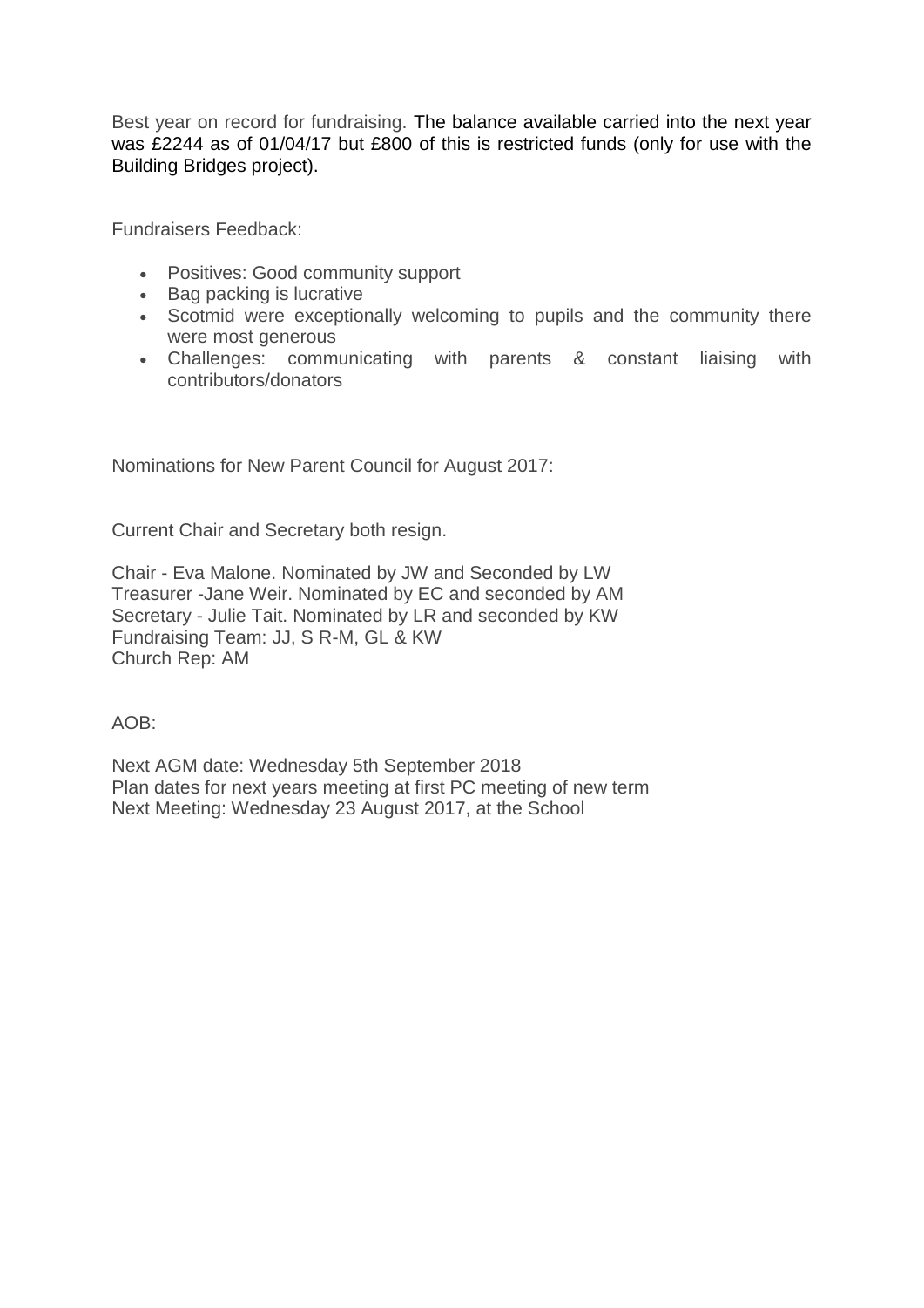Best year on record for fundraising. The balance available carried into the next year was £2244 as of 01/04/17 but £800 of this is restricted funds (only for use with the Building Bridges project).

Fundraisers Feedback:

- Positives: Good community support
- Bag packing is lucrative
- Scotmid were exceptionally welcoming to pupils and the community there were most generous
- Challenges: communicating with parents & constant liaising with contributors/donators

Nominations for New Parent Council for August 2017:

Current Chair and Secretary both resign.

Chair - Eva Malone. Nominated by JW and Seconded by LW
Treasurer -Jane Weir. Nominated by EC and seconded by AM
Secretary - Julie Tait. Nominated by LR and seconded by KW
Fundraising Team: JJ, S R-M, GL & KW
Church Rep: AM

AOB:

Next AGM date: Wednesday 5th September 2018
Plan dates for next years meeting at first PC meeting of new term
Next Meeting: Wednesday 23 August 2017, at the School